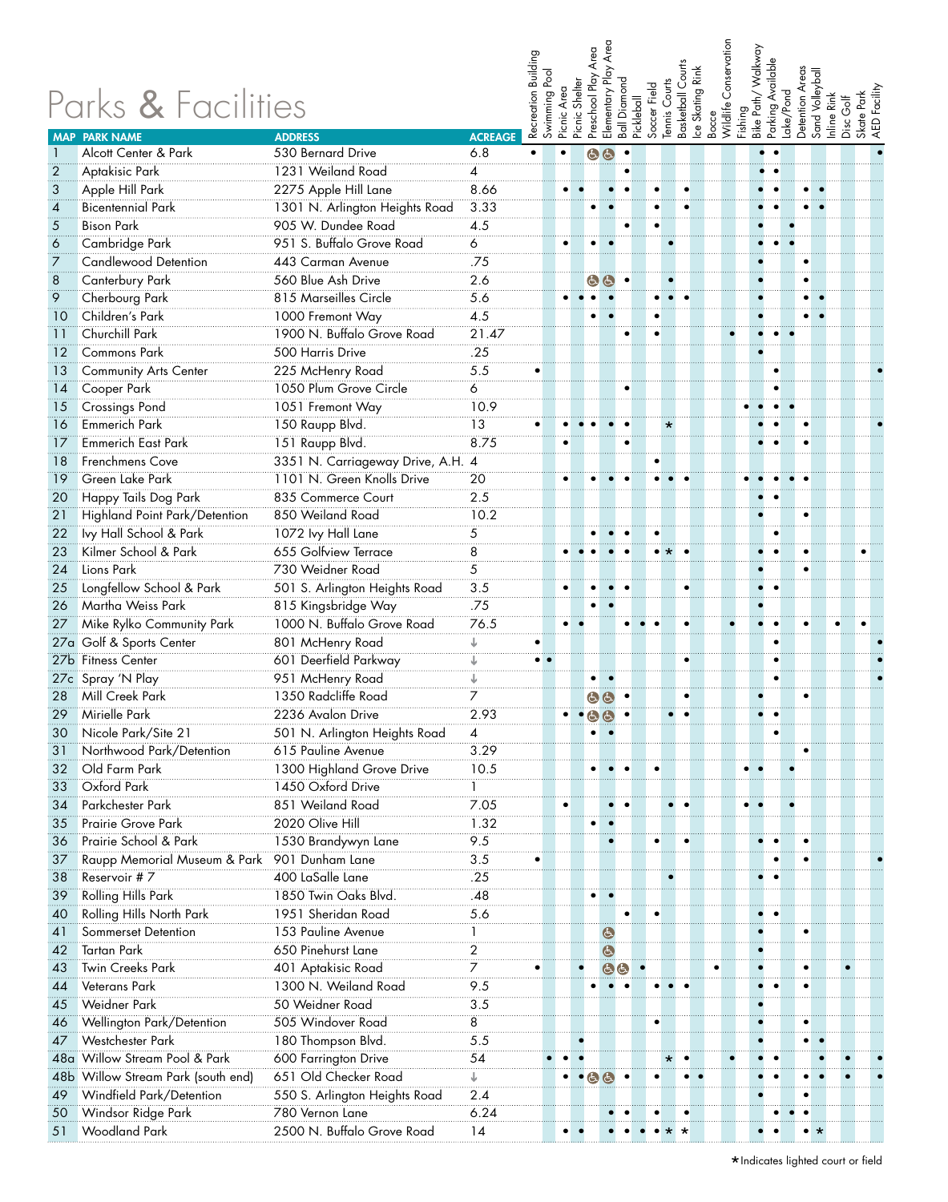# Parks & Facilities

| MAP | PARK NAME | ADDRESS | ACREAGE | Recreation Building | Swimming Pool | Picnic Area | Picnic Shelter | Preschool Play Area | Elementary Play Area | Ball Diamond | Pickleball | Soccer Field | Tennis Courts | Basketball Courts | Ice Skating Rink | Bocce | Wildlife Conservation | Fishing | Bike Path/ Walkway | Parking Available | Lake/Pond | Detention Areas | Sand Volleyball | Inline Rink | Disc Golf | Skate Park | AED Facility |
|---|---|---|---|---|---|---|---|---|---|---|---|---|---|---|---|---|---|---|---|---|---|---|---|---|---|---|---|
| 1 | Alcott Center & Park | 530 Bernard Drive | 6.8 | • | | • | | ♿ | ♿ | • | | | | | | | | | • | • | | | | | | | • |
| 2 | Aptakisic Park | 1231 Weiland Road | 4 | | | | | | | • | | | | | | | | | • | • | | | | | | | |
| 3 | Apple Hill Park | 2275 Apple Hill Lane | 8.66 | | | • | • | | • | • | | • | | • | | | | | • | • | | • | • | | | | |
| 4 | Bicentennial Park | 1301 N. Arlington Heights Road | 3.33 | | | | | • | • | | | • | | • | | | | | • | • | | • | • | | | | |
| 5 | Bison Park | 905 W. Dundee Road | 4.5 | | | | | | | • | | • | | | | | | | • | | • | | | | | | |
| 6 | Cambridge Park | 951 S. Buffalo Grove Road | 6 | | | • | | • | • | | | | • | | | | | | • | • | • | | | | | | |
| 7 | Candlewood Detention | 443 Carman Avenue | .75 | | | | | | | | | | | | | | | | • | | | • | | | | | |
| 8 | Canterbury Park | 560 Blue Ash Drive | 2.6 | | | | | ♿ | ♿ | • | | | • | | | | | | • | | | • | | | | | |
| 9 | Cherbourg Park | 815 Marseilles Circle | 5.6 | | | • | • | • | • | | | • | • | • | | | | | • | | | • | • | | | | |
| 10 | Children's Park | 1000 Fremont Way | 4.5 | | | | | • | • | | | • | | | | | | | • | | | • | • | | | | |
| 11 | Churchill Park | 1900 N. Buffalo Grove Road | 21.47 | | | | | | | • | | • | | | | | • | | • | • | • | | | | | | |
| 12 | Commons Park | 500 Harris Drive | .25 | | | | | | | | | | | | | | | | • | | | | | | | | |
| 13 | Community Arts Center | 225 McHenry Road | 5.5 | • | | | | | | | | | | | | | | | | • | | | | | | | • |
| 14 | Cooper Park | 1050 Plum Grove Circle | 6 | | | | | | | • | | | | | | | | | | • | | | | | | | |
| 15 | Crossings Pond | 1051 Fremont Way | 10.9 | | | | | | | | | | | | | | | • | • | • | • | | | | | | |
| 16 | Emmerich Park | 150 Raupp Blvd. | 13 | • | | • | • | • | • | • | | | * | | | | | | • | • | | • | | | | | • |
| 17 | Emmerich East Park | 151 Raupp Blvd. | 8.75 | | | • | | | | • | | | | | | | | | • | • | | • | | | | | |
| 18 | Frenchmens Cove | 3351 N. Carriageway Drive, A.H. | 4 | | | | | | | | | • | | | | | | | | | | | | | | | |
| 19 | Green Lake Park | 1101 N. Green Knolls Drive | 20 | | | • | | • | • | • | | • | • | • | | | | • | • | • | • | • | | | | | |
| 20 | Happy Tails Dog Park | 835 Commerce Court | 2.5 | | | | | | | | | | | | | | | | • | • | | | | | | | |
| 21 | Highland Point Park/Detention | 850 Weiland Road | 10.2 | | | | | | | | | | | | | | | | • | | | • | | | | | |
| 22 | Ivy Hall School & Park | 1072 Ivy Hall Lane | 5 | | | | | • | • | • | | • | | | | | | | | • | | | | | | | |
| 23 | Kilmer School & Park | 655 Golfview Terrace | 8 | | | • | • | • | • | • | | • | * | • | | | | | • | • | | • | | | | • | |
| 24 | Lions Park | 730 Weidner Road | 5 | | | | | | | | | | | | | | | | • | | | • | | | | | |
| 25 | Longfellow School & Park | 501 S. Arlington Heights Road | 3.5 | | | • | | • | • | • | | | | • | | | | | • | • | | | | | | | |
| 26 | Martha Weiss Park | 815 Kingsbridge Way | .75 | | | | | • | • | | | | | | | | | | • | | | | | | | | |
| 27 | Mike Rylko Community Park | 1000 N. Buffalo Grove Road | 76.5 | | | • | • | | | • | • | • | | • | | | • | | • | • | | • | | • | | • | |
| 27a | Golf & Sports Center | 801 McHenry Road | ↓ | • | | | | | | | | | | | | | | | | • | | | | | | | • |
| 27b | Fitness Center | 601 Deerfield Parkway | ↓ | • | • | | | | | | | | | • | | | | | | • | | | | | | | • |
| 27c | Spray 'N Play | 951 McHenry Road | ↓ | | | | | • | • | | | | | | | | | | | • | | | | | | | • |
| 28 | Mill Creek Park | 1350 Radcliffe Road | 7 | | | | | ♿ | ♿ | • | | | | • | | | | | • | | | • | | | | | |
| 29 | Mirielle Park | 2236 Avalon Drive | 2.93 | | | • | • | ♿ | ♿ | • | | | • | • | | | | | • | • | | | | | | | |
| 30 | Nicole Park/Site 21 | 501 N. Arlington Heights Road | 4 | | | | | • | • | | | | | | | | | | | • | | | | | | | |
| 31 | Northwood Park/Detention | 615 Pauline Avenue | 3.29 | | | | | | | | | | | | | | | | | | | • | | | | | |
| 32 | Old Farm Park | 1300 Highland Grove Drive | 10.5 | | | | | • | • | • | | • | | | | | | • | • | | • | | | | | | |
| 33 | Oxford Park | 1450 Oxford Drive | 1 | | | | | | | | | | | | | | | | | | | | | | | | |
| 34 | Parkchester Park | 851 Weiland Road | 7.05 | | | • | | | • | • | | | • | • | | | | • | • | | • | | | | | | |
| 35 | Prairie Grove Park | 2020 Olive Hill | 1.32 | | | | | • | • | | | | | | | | | | | | | | | | | | |
| 36 | Prairie School & Park | 1530 Brandywyn Lane | 9.5 | | | | | | • | | | • | | • | | | | | • | • | | • | | | | | |
| 37 | Raupp Memorial Museum & Park | 901 Dunham Lane | 3.5 | • | | | | | | | | | | | | | | | | • | | • | | | | | • |
| 38 | Reservoir # 7 | 400 LaSalle Lane | .25 | | | | | | | | | | • | | | | | | • | • | | | | | | | |
| 39 | Rolling Hills Park | 1850 Twin Oaks Blvd. | .48 | | | | | • | • | | | | | | | | | | | | | | | | | | |
| 40 | Rolling Hills North Park | 1951 Sheridan Road | 5.6 | | | | | | | • | | • | | | | | | | • | • | | | | | | | |
| 41 | Sommerset Detention | 153 Pauline Avenue | 1 | | | | | | ♿ | | | | | | | | | | • | | | • | | | | | |
| 42 | Tartan Park | 650 Pinehurst Lane | 2 | | | | | | ♿ | | | | | | | | | | • | | | | | | | | |
| 43 | Twin Creeks Park | 401 Aptakisic Road | 7 | • | | | • | | ♿ | ♿ | • | | | | | • | | | • | | | • | | | • | | |
| 44 | Veterans Park | 1300 N. Weiland Road | 9.5 | | | | | • | • | • | | • | • | • | | | | | • | • | | • | | | | | |
| 45 | Weidner Park | 50 Weidner Road | 3.5 | | | | | | | | | | | | | | | | • | | | | | | | | |
| 46 | Wellington Park/Detention | 505 Windover Road | 8 | | | | | | | | | • | | | | | | | • | | | • | | | | | |
| 47 | Westchester Park | 180 Thompson Blvd. | 5.5 | | | | • | | | | | | | | | | | | • | | | • | • | | | | |
| 48a | Willow Stream Pool & Park | 600 Farrington Drive | 54 | | • | • | • | | | | | | * | • | | | • | | • | • | | | • | | • | | • |
| 48b | Willow Stream Park (south end) | 651 Old Checker Road | ↓ | | | • | • | ♿ | ♿ | • | | • | | • | • | | | | • | • | | • | • | | • | | • |
| 49 | Windfield Park/Detention | 550 S. Arlington Heights Road | 2.4 | | | | | | | | | | | | | | | | • | | | • | | | | | |
| 50 | Windsor Ridge Park | 780 Vernon Lane | 6.24 | | | | | | • | • | | • | | • | | | | | | • | • | • | | | | | |
| 51 | Woodland Park | 2500 N. Buffalo Grove Road | 14 | | | • | • | | • | • | • | • | * | * | | | | | • | • | | • | * | | | | |

*Indicates lighted court or field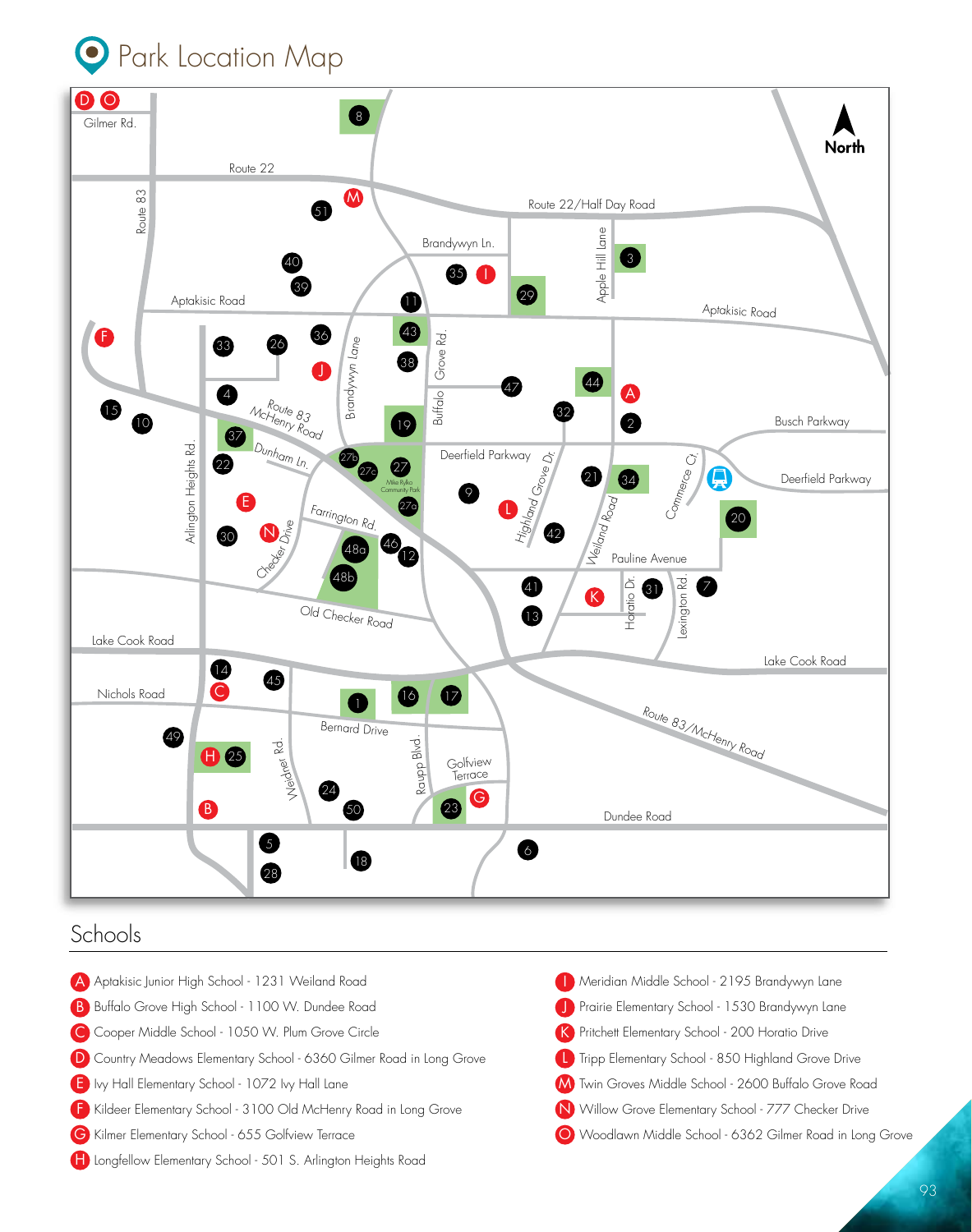# Park Location Map

Route 22
Gilmer Rd.
Route 83
North
Route 22/Half Day Road
Brandywyn Ln.
Apple Hill Lane
Aptakisic Road
Aptakisic Road
Brandywyn Lane
Buffalo Grove Rd.
Route 83 McHenry Road
Busch Parkway
Deerfield Parkway
Deerfield Parkway
Dunham Ln.
Arlington Heights Rd.
Highland Grove Dr.
Weiland Road
Commerce Ct.
Farrington Rd.
Checker Drive
Mike Rylko Community Park
Pauline Avenue
Horatio Dr.
Lexington Rd.
Old Checker Road
Lake Cook Road
Lake Cook Road
Nichols Road
Bernard Drive
Route 83/McHenry Road
Weidner Rd.
Raupp Blvd.
Golfview Terrace
Dundee Road

## Schools

- A Aptakisic Junior High School - 1231 Weiland Road
- B Buffalo Grove High School - 1100 W. Dundee Road
- C Cooper Middle School - 1050 W. Plum Grove Circle
- D Country Meadows Elementary School - 6360 Gilmer Road in Long Grove
- E Ivy Hall Elementary School - 1072 Ivy Hall Lane
- F Kildeer Elementary School - 3100 Old McHenry Road in Long Grove
- G Kilmer Elementary School - 655 Golfview Terrace
- H Longfellow Elementary School - 501 S. Arlington Heights Road
- I Meridian Middle School - 2195 Brandywyn Lane
- J Prairie Elementary School - 1530 Brandywyn Lane
- K Pritchett Elementary School - 200 Horatio Drive
- L Tripp Elementary School - 850 Highland Grove Drive
- M Twin Groves Middle School - 2600 Buffalo Grove Road
- N Willow Grove Elementary School - 777 Checker Drive
- O Woodlawn Middle School - 6362 Gilmer Road in Long Grove